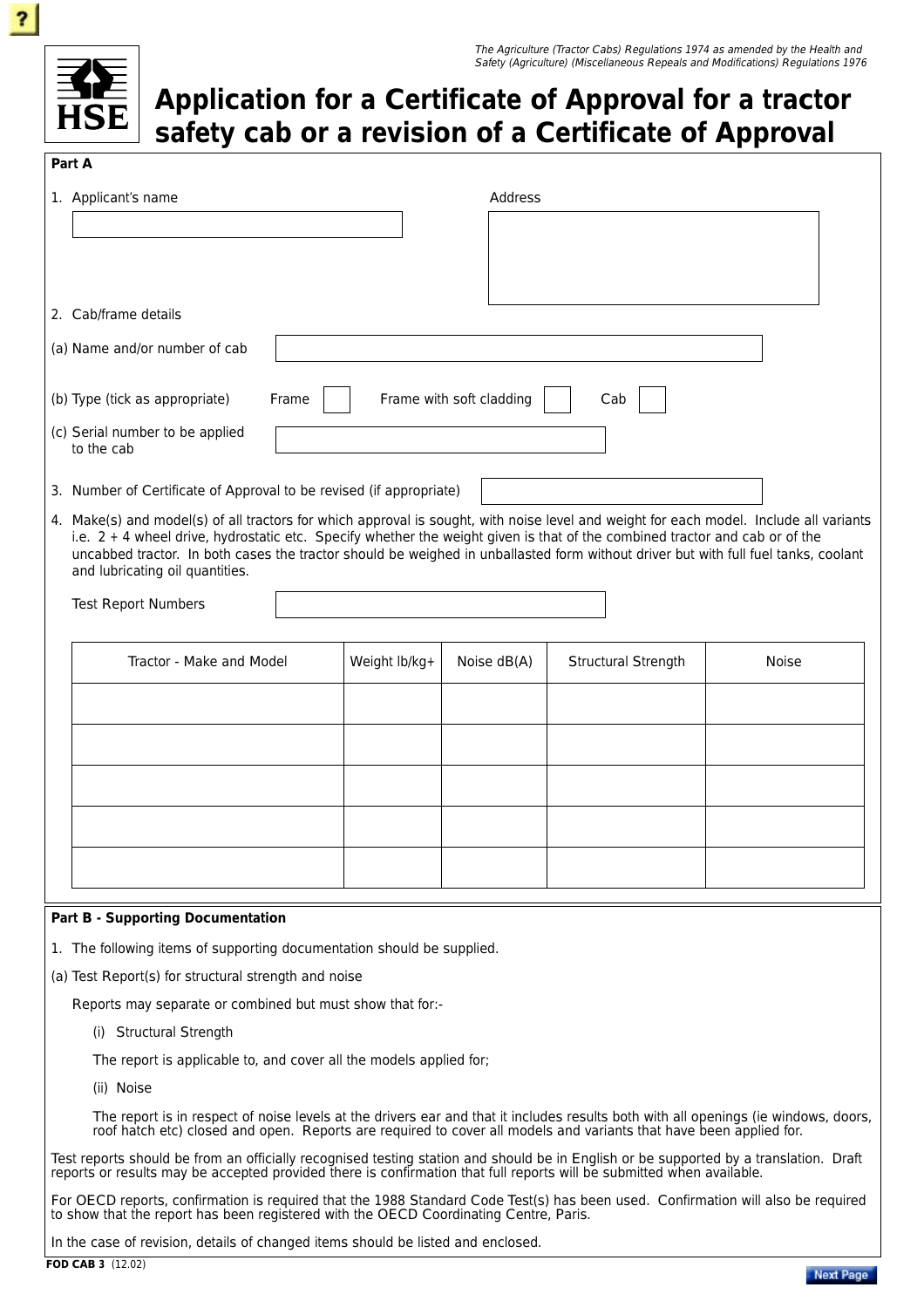*The Agriculture (Tractor Cabs) Regulations 1974 as amended by the Health and Safety (Agriculture) (Miscellaneous Repeals and Modifications) Regulations 1976*

HSE

# Application for a Certificate of Approval for a tractor safety cab or a revision of a Certificate of Approval

## Part A

1. Applicant's name

   Address

2. Cab/frame details

(a) Name and/or number of cab

(b) Type (tick as appropriate) Frame ☐ Frame with soft cladding ☐ Cab ☐

(c) Serial number to be applied to the cab

3. Number of Certificate of Approval to be revised (if appropriate)

4. Make(s) and model(s) of all tractors for which approval is sought, with noise level and weight for each model. Include all variants i.e. 2 + 4 wheel drive, hydrostatic etc. Specify whether the weight given is that of the combined tractor and cab or of the uncabbed tractor. In both cases the tractor should be weighed in unballasted form without driver but with full fuel tanks, coolant and lubricating oil quantities.

   Test Report Numbers

| Tractor - Make and Model | Weight lb/kg+ | Noise dB(A) | Structural Strength | Noise |
|---|---|---|---|---|
| | | | | |
| | | | | |
| | | | | |
| | | | | |
| | | | | |

## Part B - Supporting Documentation

1. The following items of supporting documentation should be supplied.

(a) Test Report(s) for structural strength and noise

Reports may separate or combined but must show that for:-

(i) Structural Strength

The report is applicable to, and cover all the models applied for;

(ii) Noise

The report is in respect of noise levels at the drivers ear and that it includes results both with all openings (ie windows, doors, roof hatch etc) closed and open. Reports are required to cover all models and variants that have been applied for.

Test reports should be from an officially recognised testing station and should be in English or be supported by a translation. Draft reports or results may be accepted provided there is confirmation that full reports will be submitted when available.

For OECD reports, confirmation is required that the 1988 Standard Code Test(s) has been used. Confirmation will also be required to show that the report has been registered with the OECD Coordinating Centre, Paris.

In the case of revision, details of changed items should be listed and enclosed.

FOD CAB 3 (12.02)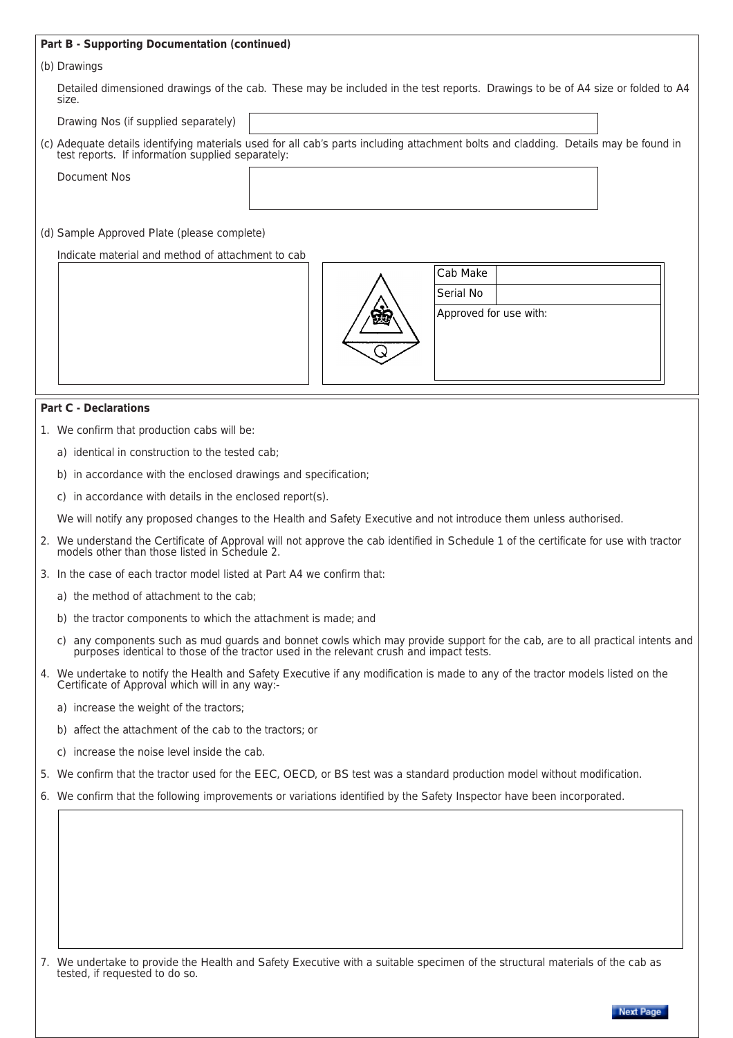**Part B - Supporting Documentation (continued)**

(b) Drawings

Detailed dimensioned drawings of the cab. These may be included in the test reports. Drawings to be of A4 size or folded to A4 size.

Drawing Nos (if supplied separately)

(c) Adequate details identifying materials used for all cab's parts including attachment bolts and cladding. Details may be found in test reports. If information supplied separately:

Document Nos

(d) Sample Approved Plate (please complete)

Indicate material and method of attachment to cab

| Cab Make | |
|---|---|
| Serial No | |
| Approved for use with: | |

**Part C - Declarations**

1. We confirm that production cabs will be:

   a) identical in construction to the tested cab;

   b) in accordance with the enclosed drawings and specification;

   c) in accordance with details in the enclosed report(s).

   We will notify any proposed changes to the Health and Safety Executive and not introduce them unless authorised.

2. We understand the Certificate of Approval will not approve the cab identified in Schedule 1 of the certificate for use with tractor models other than those listed in Schedule 2.

3. In the case of each tractor model listed at Part A4 we confirm that:

   a) the method of attachment to the cab;

   b) the tractor components to which the attachment is made; and

   c) any components such as mud guards and bonnet cowls which may provide support for the cab, are to all practical intents and purposes identical to those of the tractor used in the relevant crush and impact tests.

4. We undertake to notify the Health and Safety Executive if any modification is made to any of the tractor models listed on the Certificate of Approval which will in any way:-

   a) increase the weight of the tractors;

   b) affect the attachment of the cab to the tractors; or

   c) increase the noise level inside the cab.

5. We confirm that the tractor used for the EEC, OECD, or BS test was a standard production model without modification.

6. We confirm that the following improvements or variations identified by the Safety Inspector have been incorporated.

7. We undertake to provide the Health and Safety Executive with a suitable specimen of the structural materials of the cab as tested, if requested to do so.

Next Page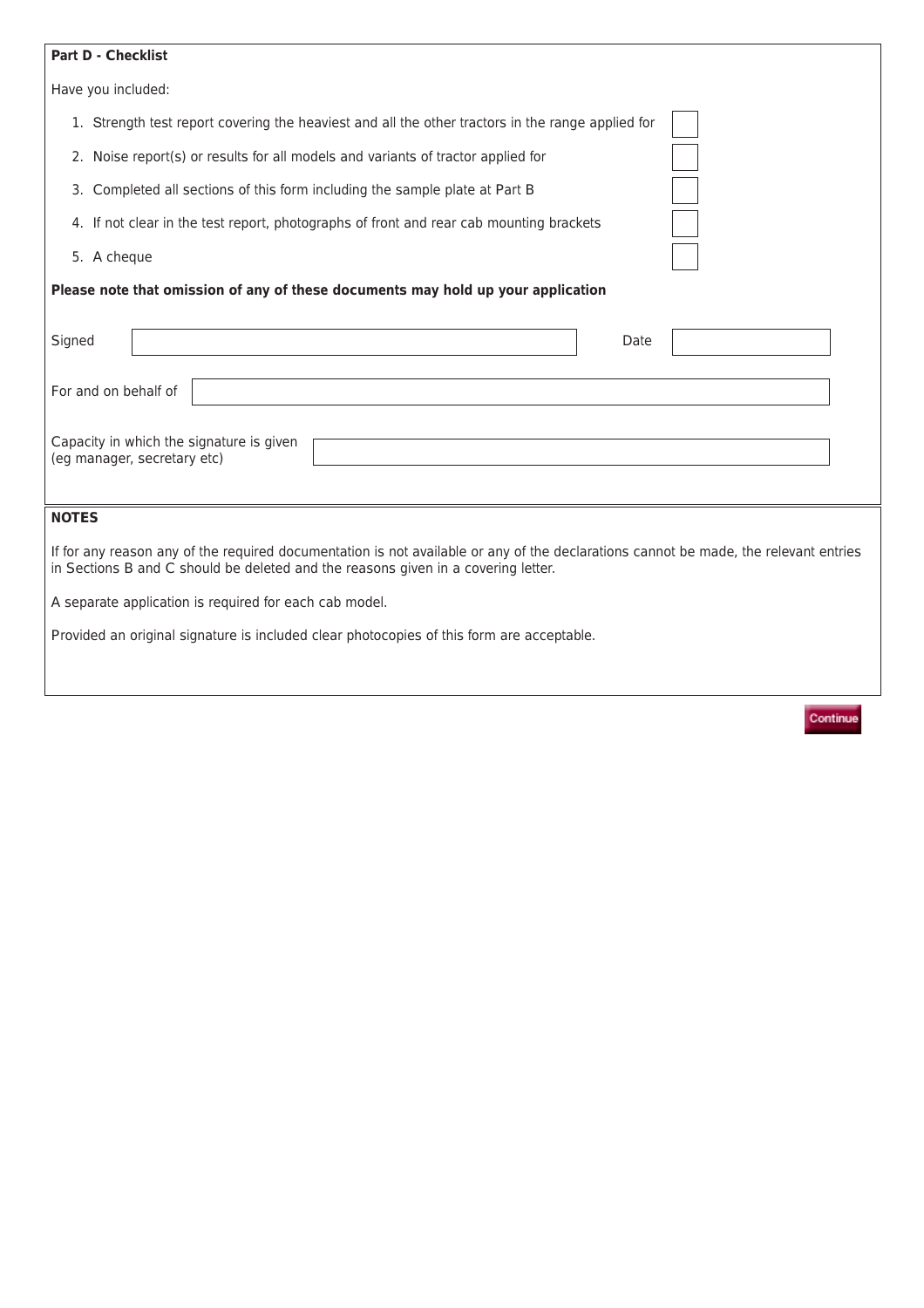## Part D - Checklist

Have you included:

1. Strength test report covering the heaviest and all the other tractors in the range applied for ☐
2. Noise report(s) or results for all models and variants of tractor applied for ☐
3. Completed all sections of this form including the sample plate at Part B ☐
4. If not clear in the test report, photographs of front and rear cab mounting brackets ☐
5. A cheque ☐

**Please note that omission of any of these documents may hold up your application**

Signed ____________________ Date __________

For and on behalf of ____________________

Capacity in which the signature is given (eg manager, secretary etc) ____________________

## NOTES

If for any reason any of the required documentation is not available or any of the declarations cannot be made, the relevant entries in Sections B and C should be deleted and the reasons given in a covering letter.

A separate application is required for each cab model.

Provided an original signature is included clear photocopies of this form are acceptable.

Continue